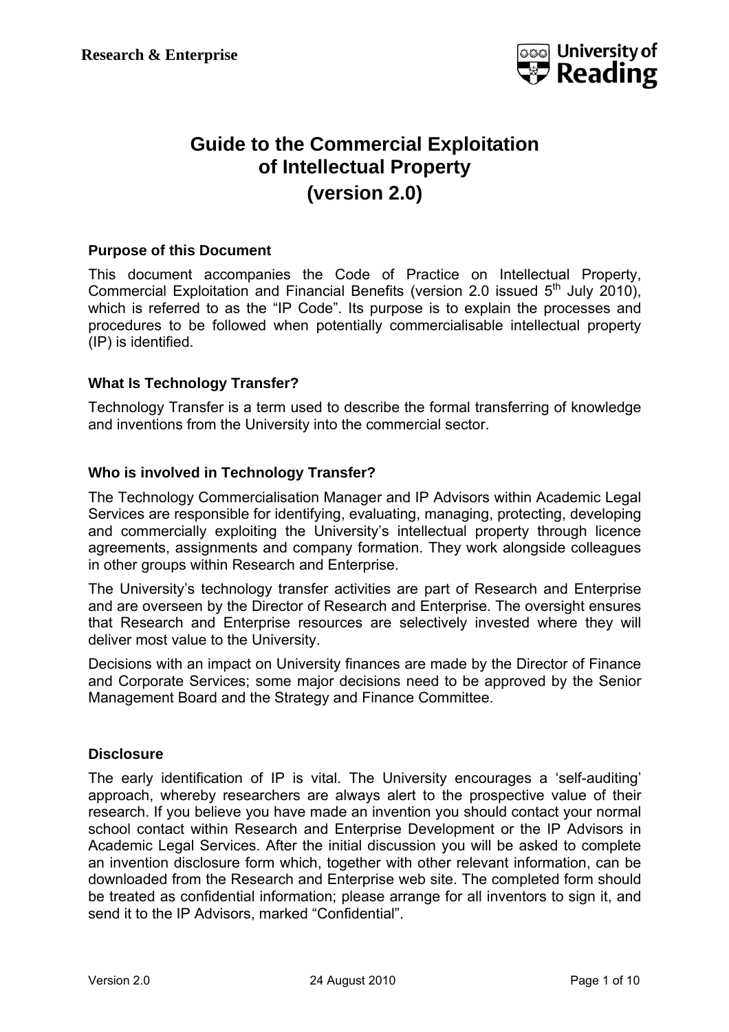Research & Enterprise

# Guide to the Commercial Exploitation of Intellectual Property (version 2.0)

### Purpose of this Document

This document accompanies the Code of Practice on Intellectual Property, Commercial Exploitation and Financial Benefits (version 2.0 issued 5th July 2010), which is referred to as the "IP Code". Its purpose is to explain the processes and procedures to be followed when potentially commercialisable intellectual property (IP) is identified.

### What Is Technology Transfer?

Technology Transfer is a term used to describe the formal transferring of knowledge and inventions from the University into the commercial sector.

### Who is involved in Technology Transfer?

The Technology Commercialisation Manager and IP Advisors within Academic Legal Services are responsible for identifying, evaluating, managing, protecting, developing and commercially exploiting the University's intellectual property through licence agreements, assignments and company formation. They work alongside colleagues in other groups within Research and Enterprise.

The University's technology transfer activities are part of Research and Enterprise and are overseen by the Director of Research and Enterprise. The oversight ensures that Research and Enterprise resources are selectively invested where they will deliver most value to the University.

Decisions with an impact on University finances are made by the Director of Finance and Corporate Services; some major decisions need to be approved by the Senior Management Board and the Strategy and Finance Committee.

### Disclosure

The early identification of IP is vital. The University encourages a 'self-auditing' approach, whereby researchers are always alert to the prospective value of their research. If you believe you have made an invention you should contact your normal school contact within Research and Enterprise Development or the IP Advisors in Academic Legal Services. After the initial discussion you will be asked to complete an invention disclosure form which, together with other relevant information, can be downloaded from the Research and Enterprise web site. The completed form should be treated as confidential information; please arrange for all inventors to sign it, and send it to the IP Advisors, marked "Confidential".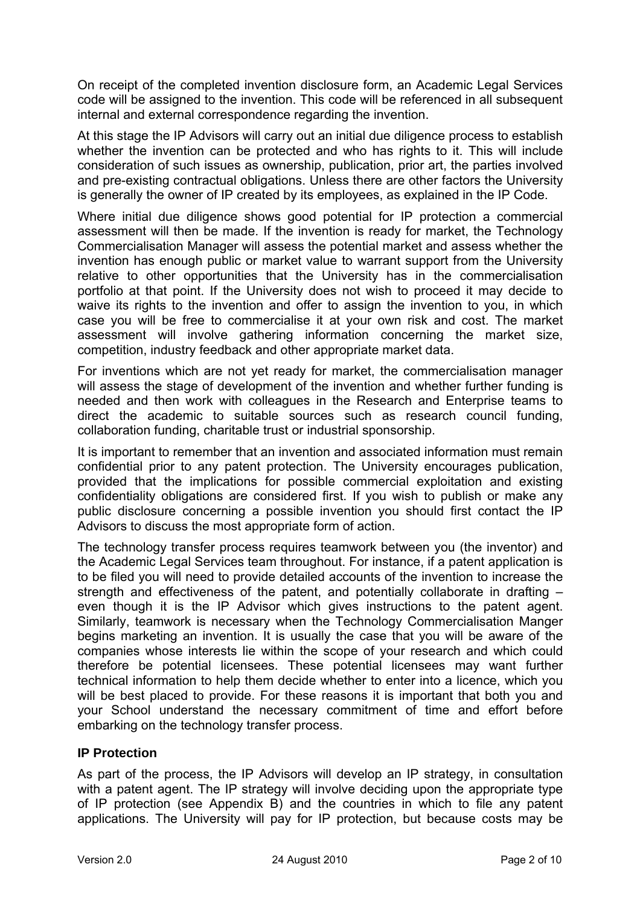On receipt of the completed invention disclosure form, an Academic Legal Services code will be assigned to the invention. This code will be referenced in all subsequent internal and external correspondence regarding the invention.

At this stage the IP Advisors will carry out an initial due diligence process to establish whether the invention can be protected and who has rights to it. This will include consideration of such issues as ownership, publication, prior art, the parties involved and pre-existing contractual obligations. Unless there are other factors the University is generally the owner of IP created by its employees, as explained in the IP Code.

Where initial due diligence shows good potential for IP protection a commercial assessment will then be made. If the invention is ready for market, the Technology Commercialisation Manager will assess the potential market and assess whether the invention has enough public or market value to warrant support from the University relative to other opportunities that the University has in the commercialisation portfolio at that point. If the University does not wish to proceed it may decide to waive its rights to the invention and offer to assign the invention to you, in which case you will be free to commercialise it at your own risk and cost. The market assessment will involve gathering information concerning the market size, competition, industry feedback and other appropriate market data.

For inventions which are not yet ready for market, the commercialisation manager will assess the stage of development of the invention and whether further funding is needed and then work with colleagues in the Research and Enterprise teams to direct the academic to suitable sources such as research council funding, collaboration funding, charitable trust or industrial sponsorship.

It is important to remember that an invention and associated information must remain confidential prior to any patent protection. The University encourages publication, provided that the implications for possible commercial exploitation and existing confidentiality obligations are considered first. If you wish to publish or make any public disclosure concerning a possible invention you should first contact the IP Advisors to discuss the most appropriate form of action.

The technology transfer process requires teamwork between you (the inventor) and the Academic Legal Services team throughout. For instance, if a patent application is to be filed you will need to provide detailed accounts of the invention to increase the strength and effectiveness of the patent, and potentially collaborate in drafting – even though it is the IP Advisor which gives instructions to the patent agent. Similarly, teamwork is necessary when the Technology Commercialisation Manger begins marketing an invention. It is usually the case that you will be aware of the companies whose interests lie within the scope of your research and which could therefore be potential licensees. These potential licensees may want further technical information to help them decide whether to enter into a licence, which you will be best placed to provide. For these reasons it is important that both you and your School understand the necessary commitment of time and effort before embarking on the technology transfer process.

### IP Protection

As part of the process, the IP Advisors will develop an IP strategy, in consultation with a patent agent. The IP strategy will involve deciding upon the appropriate type of IP protection (see Appendix B) and the countries in which to file any patent applications. The University will pay for IP protection, but because costs may be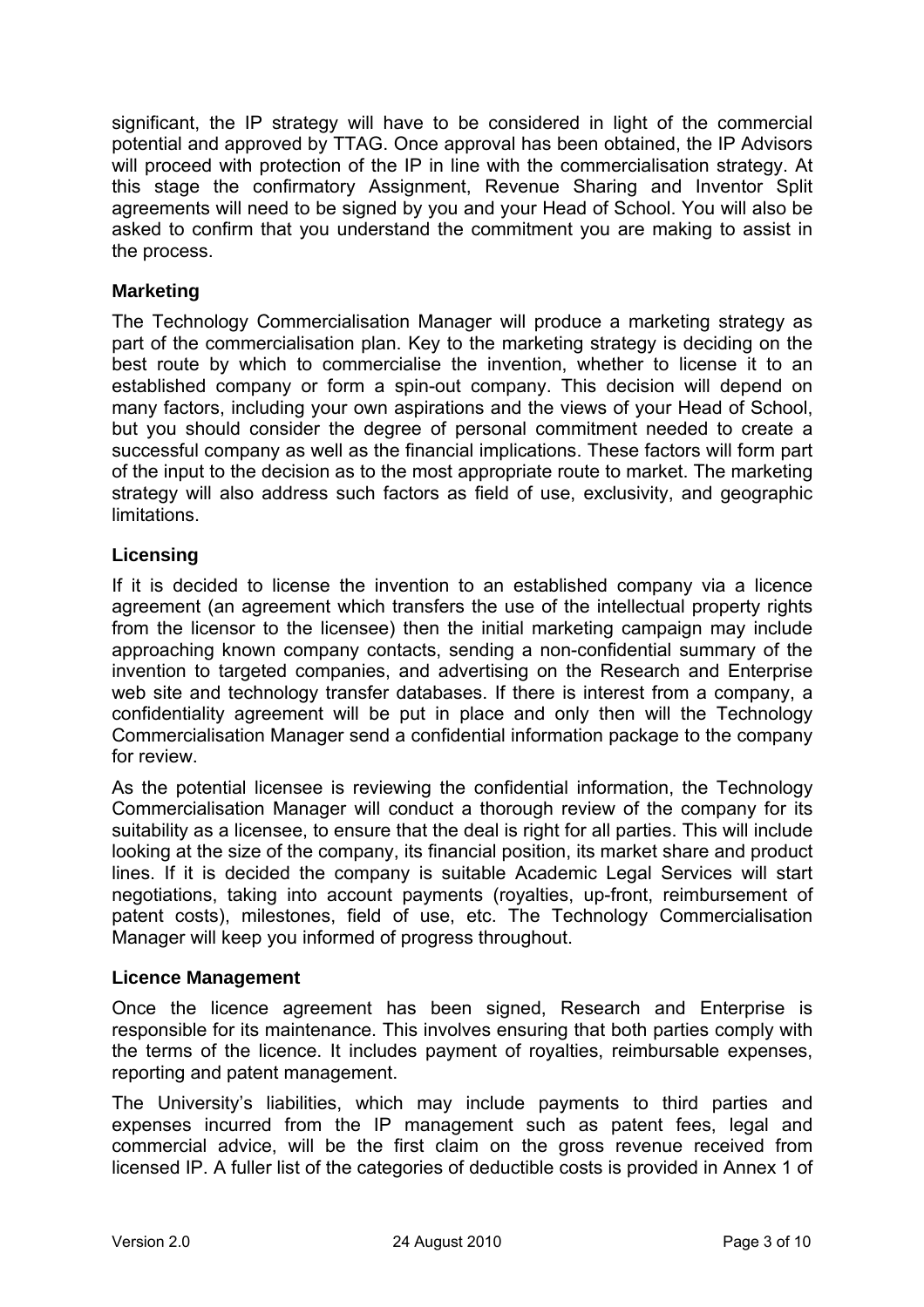significant, the IP strategy will have to be considered in light of the commercial potential and approved by TTAG. Once approval has been obtained, the IP Advisors will proceed with protection of the IP in line with the commercialisation strategy. At this stage the confirmatory Assignment, Revenue Sharing and Inventor Split agreements will need to be signed by you and your Head of School. You will also be asked to confirm that you understand the commitment you are making to assist in the process.

### Marketing

The Technology Commercialisation Manager will produce a marketing strategy as part of the commercialisation plan. Key to the marketing strategy is deciding on the best route by which to commercialise the invention, whether to license it to an established company or form a spin-out company. This decision will depend on many factors, including your own aspirations and the views of your Head of School, but you should consider the degree of personal commitment needed to create a successful company as well as the financial implications. These factors will form part of the input to the decision as to the most appropriate route to market. The marketing strategy will also address such factors as field of use, exclusivity, and geographic limitations.

### Licensing

If it is decided to license the invention to an established company via a licence agreement (an agreement which transfers the use of the intellectual property rights from the licensor to the licensee) then the initial marketing campaign may include approaching known company contacts, sending a non-confidential summary of the invention to targeted companies, and advertising on the Research and Enterprise web site and technology transfer databases. If there is interest from a company, a confidentiality agreement will be put in place and only then will the Technology Commercialisation Manager send a confidential information package to the company for review.

As the potential licensee is reviewing the confidential information, the Technology Commercialisation Manager will conduct a thorough review of the company for its suitability as a licensee, to ensure that the deal is right for all parties. This will include looking at the size of the company, its financial position, its market share and product lines. If it is decided the company is suitable Academic Legal Services will start negotiations, taking into account payments (royalties, up-front, reimbursement of patent costs), milestones, field of use, etc. The Technology Commercialisation Manager will keep you informed of progress throughout.

### Licence Management

Once the licence agreement has been signed, Research and Enterprise is responsible for its maintenance. This involves ensuring that both parties comply with the terms of the licence. It includes payment of royalties, reimbursable expenses, reporting and patent management.

The University's liabilities, which may include payments to third parties and expenses incurred from the IP management such as patent fees, legal and commercial advice, will be the first claim on the gross revenue received from licensed IP. A fuller list of the categories of deductible costs is provided in Annex 1 of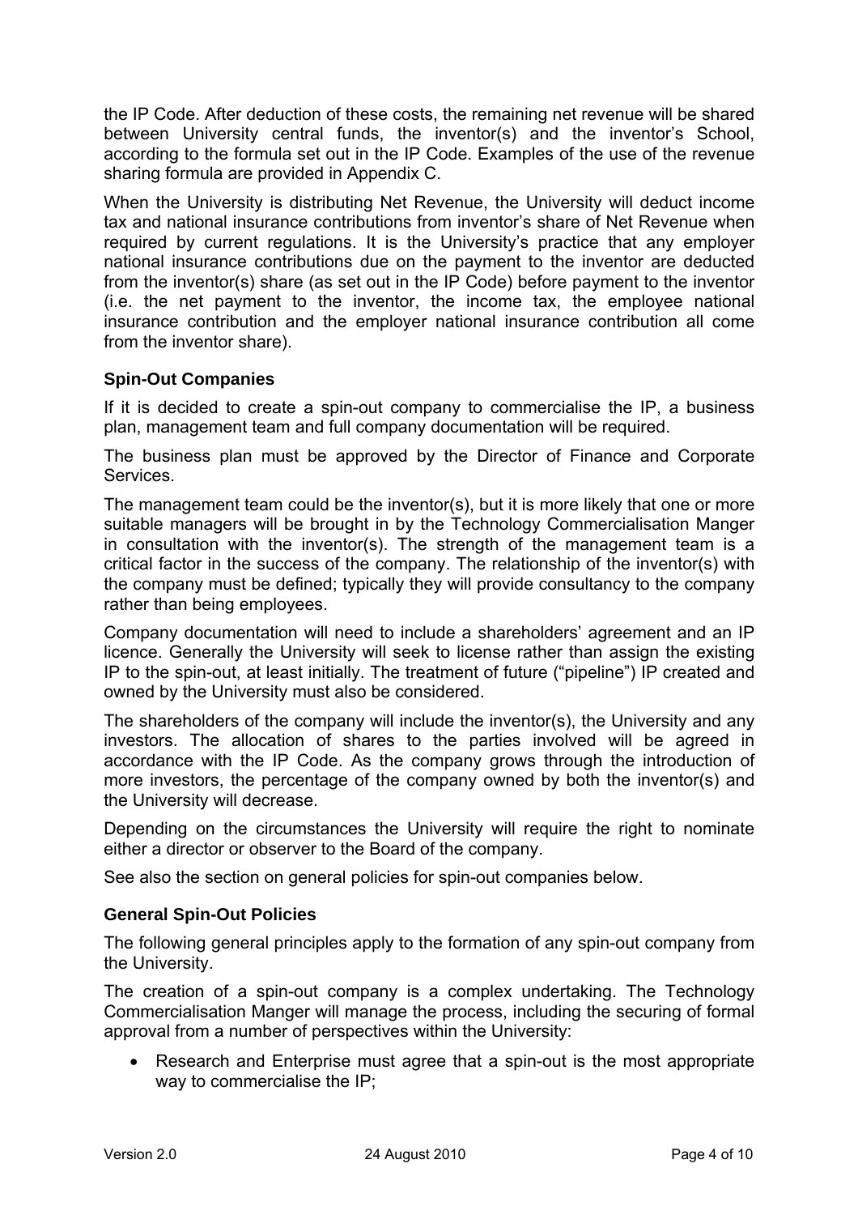the IP Code. After deduction of these costs, the remaining net revenue will be shared between University central funds, the inventor(s) and the inventor's School, according to the formula set out in the IP Code. Examples of the use of the revenue sharing formula are provided in Appendix C.

When the University is distributing Net Revenue, the University will deduct income tax and national insurance contributions from inventor's share of Net Revenue when required by current regulations. It is the University's practice that any employer national insurance contributions due on the payment to the inventor are deducted from the inventor(s) share (as set out in the IP Code) before payment to the inventor (i.e. the net payment to the inventor, the income tax, the employee national insurance contribution and the employer national insurance contribution all come from the inventor share).

### Spin-Out Companies

If it is decided to create a spin-out company to commercialise the IP, a business plan, management team and full company documentation will be required.

The business plan must be approved by the Director of Finance and Corporate Services.

The management team could be the inventor(s), but it is more likely that one or more suitable managers will be brought in by the Technology Commercialisation Manger in consultation with the inventor(s). The strength of the management team is a critical factor in the success of the company. The relationship of the inventor(s) with the company must be defined; typically they will provide consultancy to the company rather than being employees.

Company documentation will need to include a shareholders' agreement and an IP licence. Generally the University will seek to license rather than assign the existing IP to the spin-out, at least initially. The treatment of future ("pipeline") IP created and owned by the University must also be considered.

The shareholders of the company will include the inventor(s), the University and any investors. The allocation of shares to the parties involved will be agreed in accordance with the IP Code. As the company grows through the introduction of more investors, the percentage of the company owned by both the inventor(s) and the University will decrease.

Depending on the circumstances the University will require the right to nominate either a director or observer to the Board of the company.

See also the section on general policies for spin-out companies below.

### General Spin-Out Policies

The following general principles apply to the formation of any spin-out company from the University.

The creation of a spin-out company is a complex undertaking. The Technology Commercialisation Manger will manage the process, including the securing of formal approval from a number of perspectives within the University:

- Research and Enterprise must agree that a spin-out is the most appropriate way to commercialise the IP;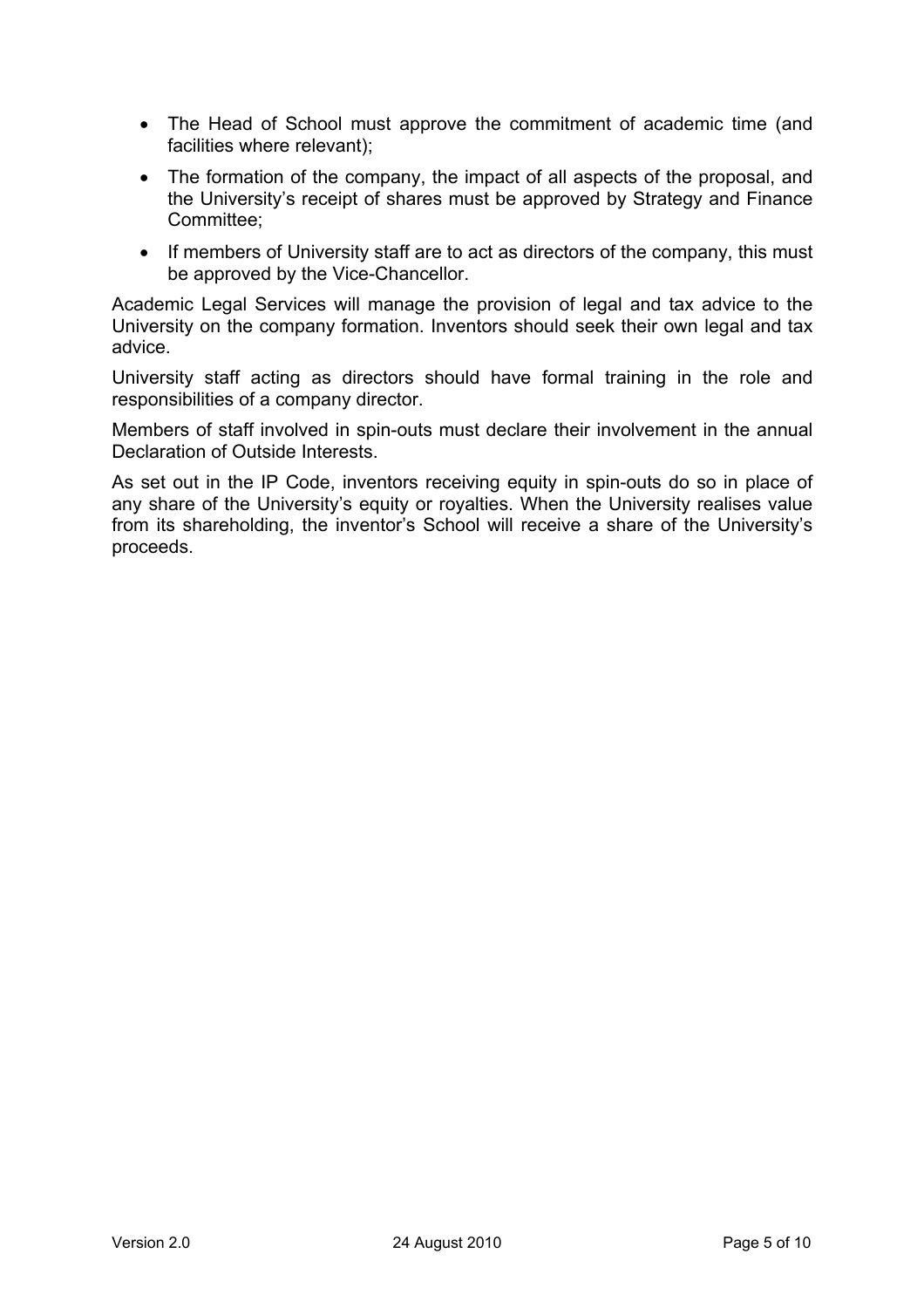- The Head of School must approve the commitment of academic time (and facilities where relevant);
- The formation of the company, the impact of all aspects of the proposal, and the University's receipt of shares must be approved by Strategy and Finance Committee;
- If members of University staff are to act as directors of the company, this must be approved by the Vice-Chancellor.

Academic Legal Services will manage the provision of legal and tax advice to the University on the company formation. Inventors should seek their own legal and tax advice.

University staff acting as directors should have formal training in the role and responsibilities of a company director.

Members of staff involved in spin-outs must declare their involvement in the annual Declaration of Outside Interests.

As set out in the IP Code, inventors receiving equity in spin-outs do so in place of any share of the University's equity or royalties. When the University realises value from its shareholding, the inventor's School will receive a share of the University's proceeds.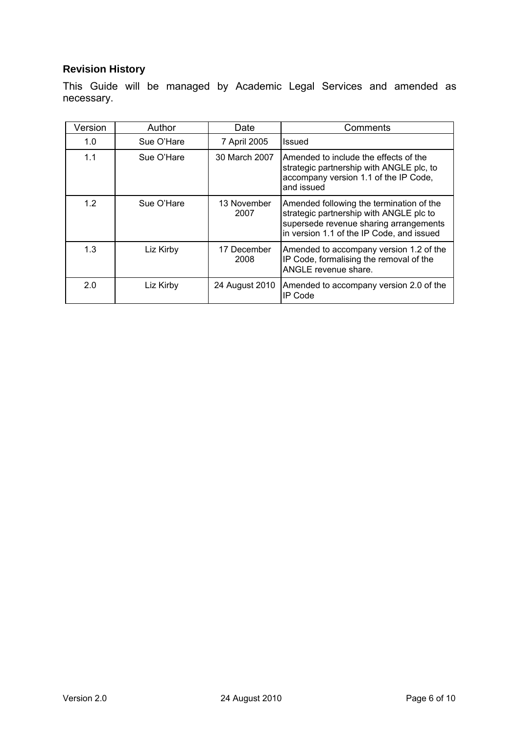## Revision History

This Guide will be managed by Academic Legal Services and amended as necessary.

| Version | Author | Date | Comments |
|---|---|---|---|
| 1.0 | Sue O'Hare | 7 April 2005 | Issued |
| 1.1 | Sue O'Hare | 30 March 2007 | Amended to include the effects of the strategic partnership with ANGLE plc, to accompany version 1.1 of the IP Code, and issued |
| 1.2 | Sue O'Hare | 13 November 2007 | Amended following the termination of the strategic partnership with ANGLE plc to supersede revenue sharing arrangements in version 1.1 of the IP Code, and issued |
| 1.3 | Liz Kirby | 17 December 2008 | Amended to accompany version 1.2 of the IP Code, formalising the removal of the ANGLE revenue share. |
| 2.0 | Liz Kirby | 24 August 2010 | Amended to accompany version 2.0 of the IP Code |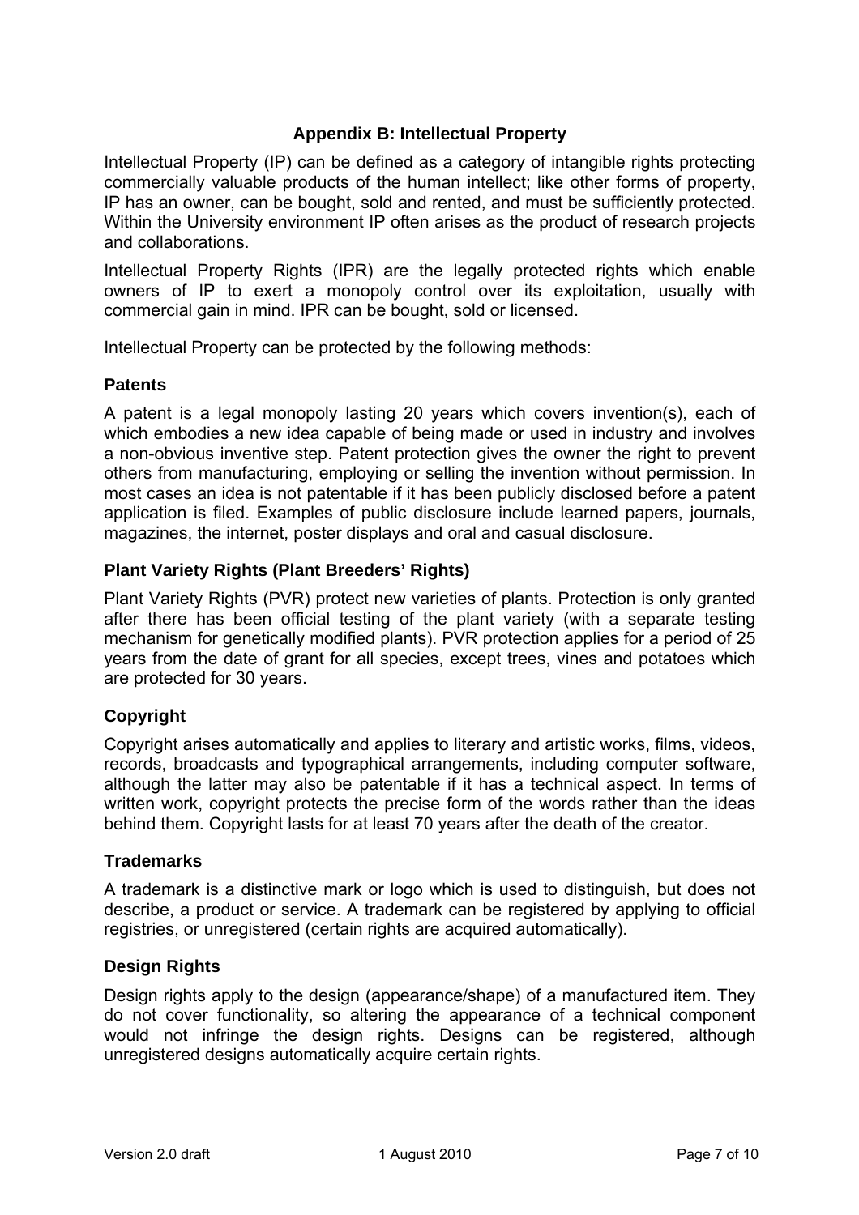## Appendix B: Intellectual Property

Intellectual Property (IP) can be defined as a category of intangible rights protecting commercially valuable products of the human intellect; like other forms of property, IP has an owner, can be bought, sold and rented, and must be sufficiently protected. Within the University environment IP often arises as the product of research projects and collaborations.

Intellectual Property Rights (IPR) are the legally protected rights which enable owners of IP to exert a monopoly control over its exploitation, usually with commercial gain in mind. IPR can be bought, sold or licensed.

Intellectual Property can be protected by the following methods:

### Patents

A patent is a legal monopoly lasting 20 years which covers invention(s), each of which embodies a new idea capable of being made or used in industry and involves a non-obvious inventive step. Patent protection gives the owner the right to prevent others from manufacturing, employing or selling the invention without permission. In most cases an idea is not patentable if it has been publicly disclosed before a patent application is filed. Examples of public disclosure include learned papers, journals, magazines, the internet, poster displays and oral and casual disclosure.

### Plant Variety Rights (Plant Breeders' Rights)

Plant Variety Rights (PVR) protect new varieties of plants. Protection is only granted after there has been official testing of the plant variety (with a separate testing mechanism for genetically modified plants). PVR protection applies for a period of 25 years from the date of grant for all species, except trees, vines and potatoes which are protected for 30 years.

### Copyright

Copyright arises automatically and applies to literary and artistic works, films, videos, records, broadcasts and typographical arrangements, including computer software, although the latter may also be patentable if it has a technical aspect. In terms of written work, copyright protects the precise form of the words rather than the ideas behind them. Copyright lasts for at least 70 years after the death of the creator.

### Trademarks

A trademark is a distinctive mark or logo which is used to distinguish, but does not describe, a product or service. A trademark can be registered by applying to official registries, or unregistered (certain rights are acquired automatically).

### Design Rights

Design rights apply to the design (appearance/shape) of a manufactured item. They do not cover functionality, so altering the appearance of a technical component would not infringe the design rights. Designs can be registered, although unregistered designs automatically acquire certain rights.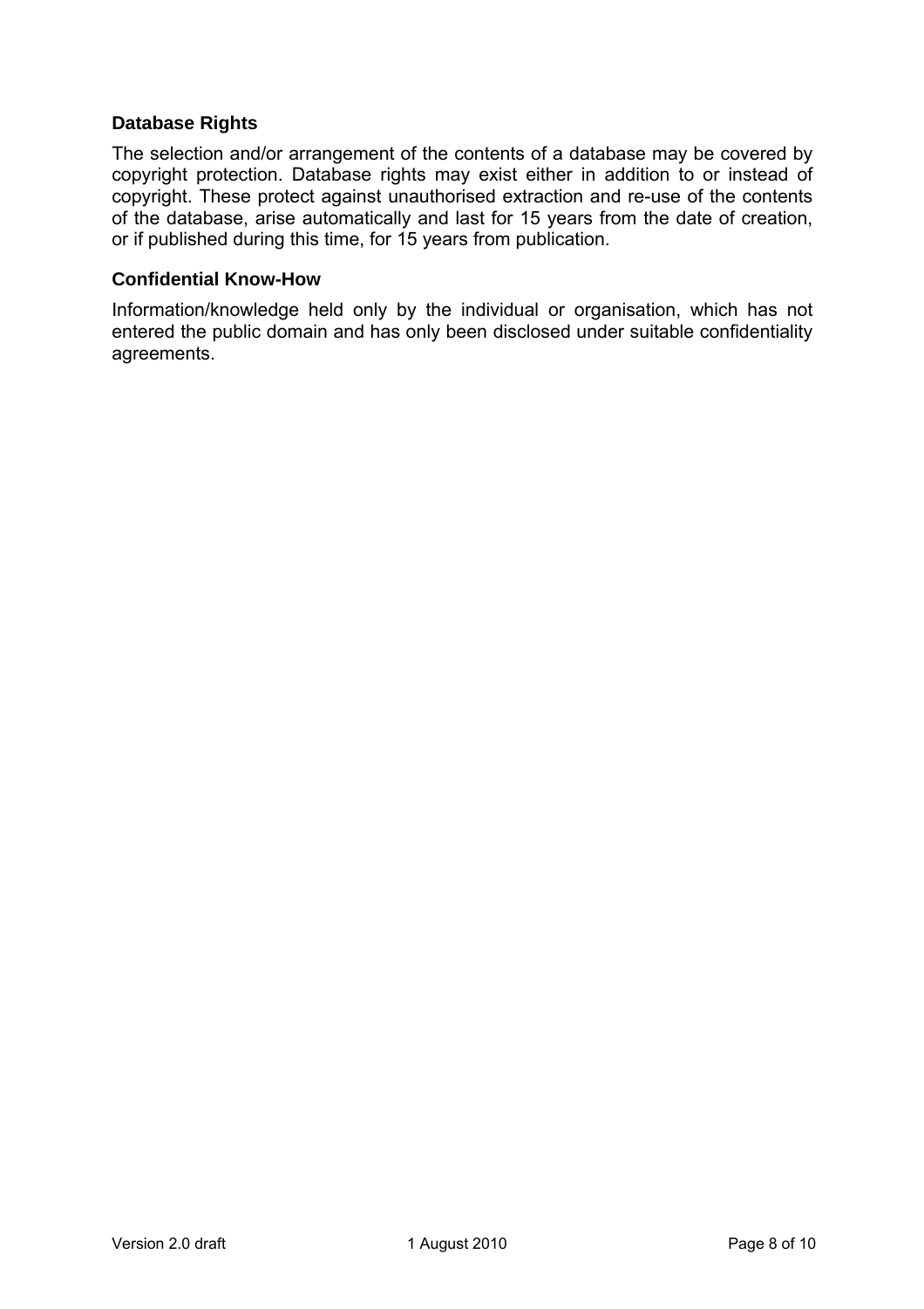### Database Rights

The selection and/or arrangement of the contents of a database may be covered by copyright protection. Database rights may exist either in addition to or instead of copyright. These protect against unauthorised extraction and re-use of the contents of the database, arise automatically and last for 15 years from the date of creation, or if published during this time, for 15 years from publication.

### Confidential Know-How

Information/knowledge held only by the individual or organisation, which has not entered the public domain and has only been disclosed under suitable confidentiality agreements.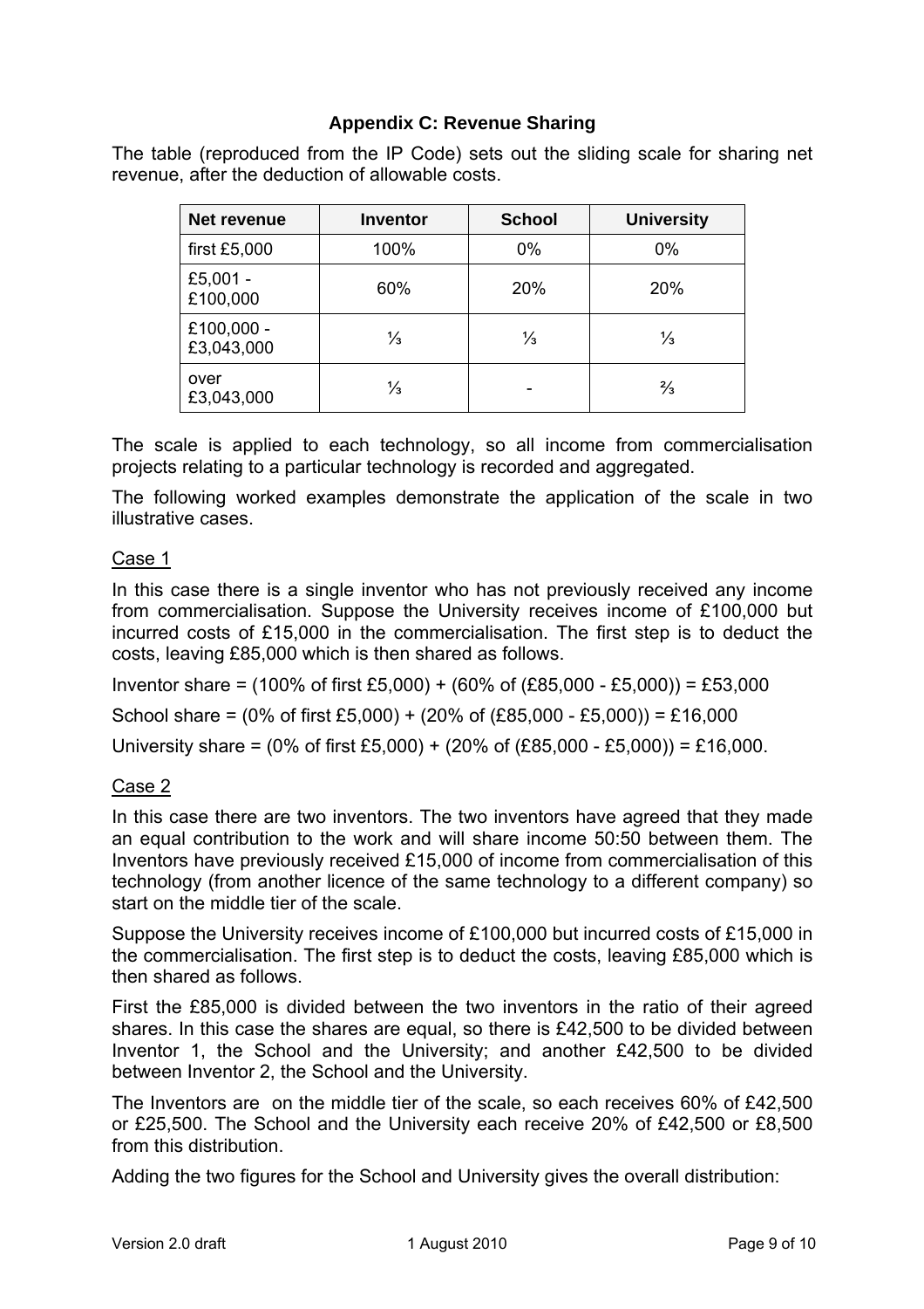### Appendix C: Revenue Sharing

The table (reproduced from the IP Code) sets out the sliding scale for sharing net revenue, after the deduction of allowable costs.

| Net revenue | Inventor | School | University |
|---|---|---|---|
| first £5,000 | 100% | 0% | 0% |
| £5,001 - £100,000 | 60% | 20% | 20% |
| £100,000 - £3,043,000 | ⅓ | ⅓ | ⅓ |
| over £3,043,000 | ⅓ | - | ⅔ |

The scale is applied to each technology, so all income from commercialisation projects relating to a particular technology is recorded and aggregated.

The following worked examples demonstrate the application of the scale in two illustrative cases.

Case 1

In this case there is a single inventor who has not previously received any income from commercialisation. Suppose the University receives income of £100,000 but incurred costs of £15,000 in the commercialisation. The first step is to deduct the costs, leaving £85,000 which is then shared as follows.

Inventor share = (100% of first £5,000) + (60% of (£85,000 - £5,000)) = £53,000

School share = (0% of first £5,000) + (20% of (£85,000 - £5,000)) = £16,000

University share = (0% of first £5,000) + (20% of (£85,000 - £5,000)) = £16,000.

Case 2

In this case there are two inventors. The two inventors have agreed that they made an equal contribution to the work and will share income 50:50 between them. The Inventors have previously received £15,000 of income from commercialisation of this technology (from another licence of the same technology to a different company) so start on the middle tier of the scale.

Suppose the University receives income of £100,000 but incurred costs of £15,000 in the commercialisation. The first step is to deduct the costs, leaving £85,000 which is then shared as follows.

First the £85,000 is divided between the two inventors in the ratio of their agreed shares. In this case the shares are equal, so there is £42,500 to be divided between Inventor 1, the School and the University; and another £42,500 to be divided between Inventor 2, the School and the University.

The Inventors are on the middle tier of the scale, so each receives 60% of £42,500 or £25,500. The School and the University each receive 20% of £42,500 or £8,500 from this distribution.

Adding the two figures for the School and University gives the overall distribution: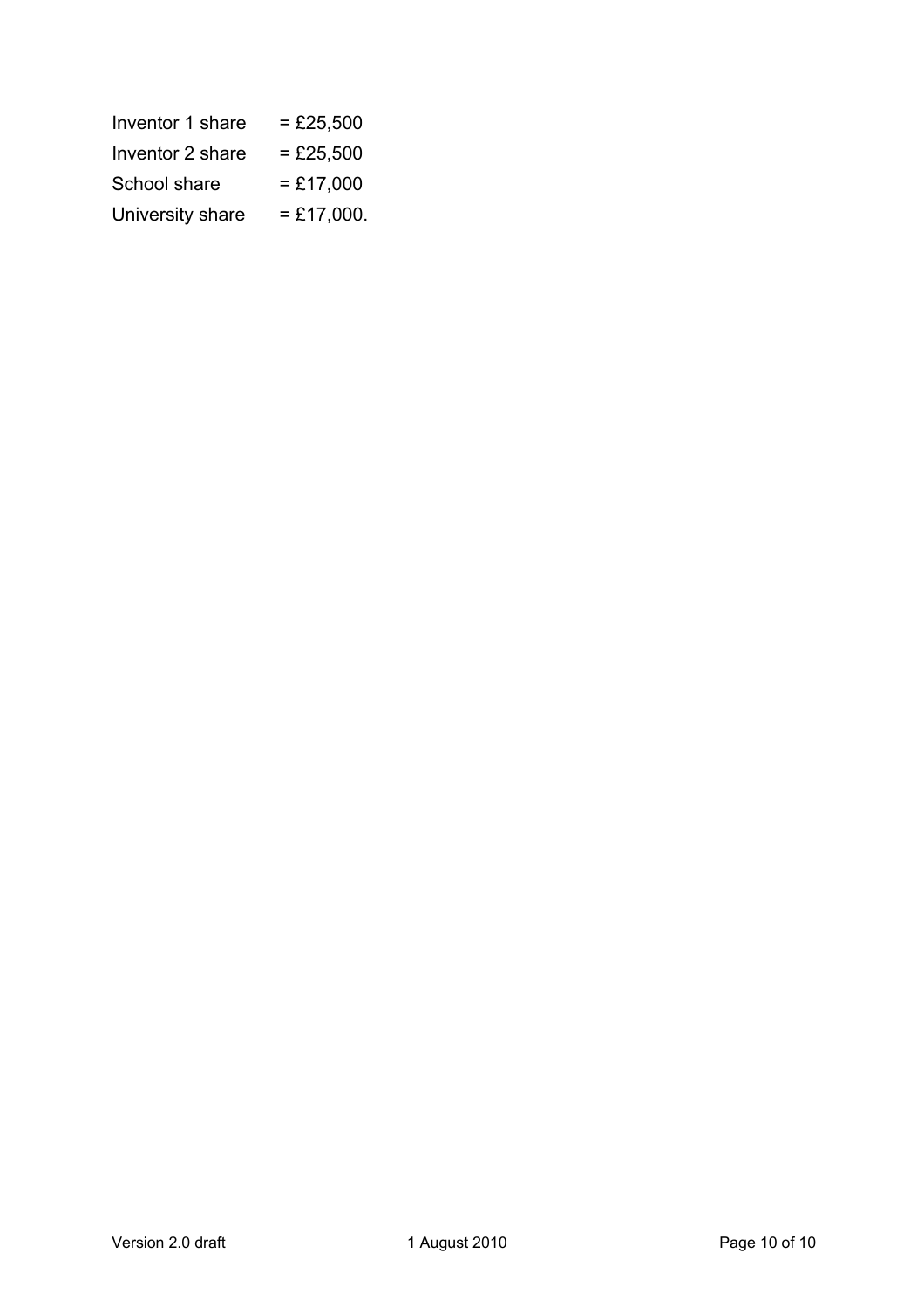| | |
|---|---|
| Inventor 1 share | = £25,500 |
| Inventor 2 share | = £25,500 |
| School share | = £17,000 |
| University share | = £17,000. |